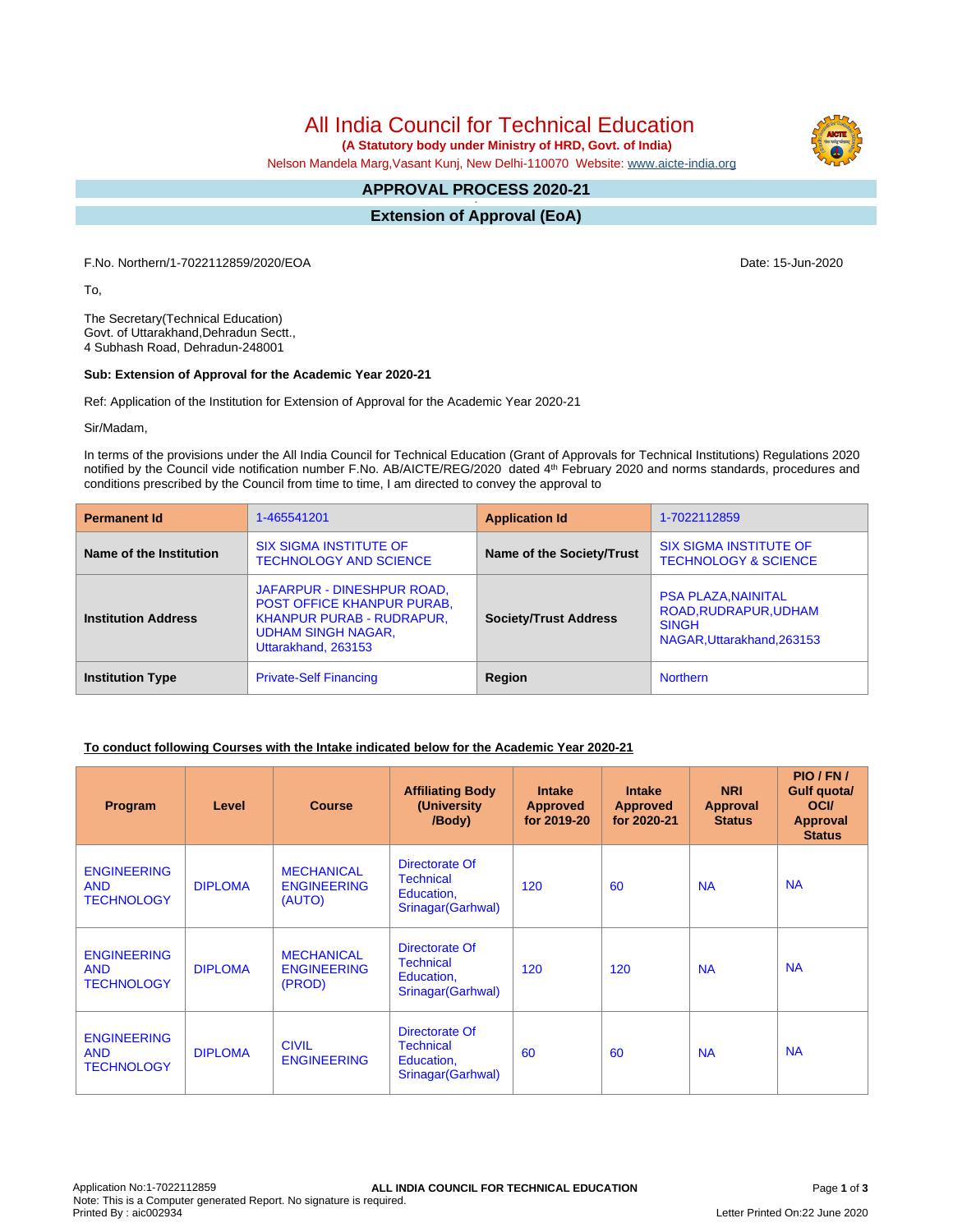# All India Council for Technical Education

**(A Statutory body under Ministry of HRD, Govt. of India)**

Nelson Mandela Marg,Vasant Kunj, New Delhi-110070 Website: www.aicte-india.org

## APPROVAL PROCESS 2020-21

## Extension of Approval (EoA)

F.No. Northern/1-7022112859/2020/EOA

Date: 15-Jun-2020

To,

The Secretary(Technical Education)
Govt. of Uttarakhand,Dehradun Sectt.,
4 Subhash Road, Dehradun-248001

**Sub: Extension of Approval for the Academic Year 2020-21**

Ref: Application of the Institution for Extension of Approval for the Academic Year 2020-21

Sir/Madam,

In terms of the provisions under the All India Council for Technical Education (Grant of Approvals for Technical Institutions) Regulations 2020 notified by the Council vide notification number F.No. AB/AICTE/REG/2020 dated 4th February 2020 and norms standards, procedures and conditions prescribed by the Council from time to time, I am directed to convey the approval to

| **Permanent Id** | 1-465541201 | **Application Id** | 1-7022112859 |
|---|---|---|---|
| **Name of the Institution** | SIX SIGMA INSTITUTE OF TECHNOLOGY AND SCIENCE | **Name of the Society/Trust** | SIX SIGMA INSTITUTE OF TECHNOLOGY & SCIENCE |
| **Institution Address** | JAFARPUR - DINESHPUR ROAD, POST OFFICE KHANPUR PURAB, KHANPUR PURAB - RUDRAPUR, UDHAM SINGH NAGAR, Uttarakhand, 263153 | **Society/Trust Address** | PSA PLAZA,NAINITAL ROAD,RUDRAPUR,UDHAM SINGH NAGAR,Uttarakhand,263153 |
| **Institution Type** | Private-Self Financing | **Region** | Northern |

**To conduct following Courses with the Intake indicated below for the Academic Year 2020-21**

| Program | Level | Course | Affiliating Body (University /Body) | Intake Approved for 2019-20 | Intake Approved for 2020-21 | NRI Approval Status | PIO / FN / Gulf quota/ OCI/ Approval Status |
|---|---|---|---|---|---|---|---|
| ENGINEERING AND TECHNOLOGY | DIPLOMA | MECHANICAL ENGINEERING (AUTO) | Directorate Of Technical Education, Srinagar(Garhwal) | 120 | 60 | NA | NA |
| ENGINEERING AND TECHNOLOGY | DIPLOMA | MECHANICAL ENGINEERING (PROD) | Directorate Of Technical Education, Srinagar(Garhwal) | 120 | 120 | NA | NA |
| ENGINEERING AND TECHNOLOGY | DIPLOMA | CIVIL ENGINEERING | Directorate Of Technical Education, Srinagar(Garhwal) | 60 | 60 | NA | NA |

Application No:1-7022112859
Note: This is a Computer generated Report. No signature is required.
Printed By : aic002934

Letter Printed On:22 June 2020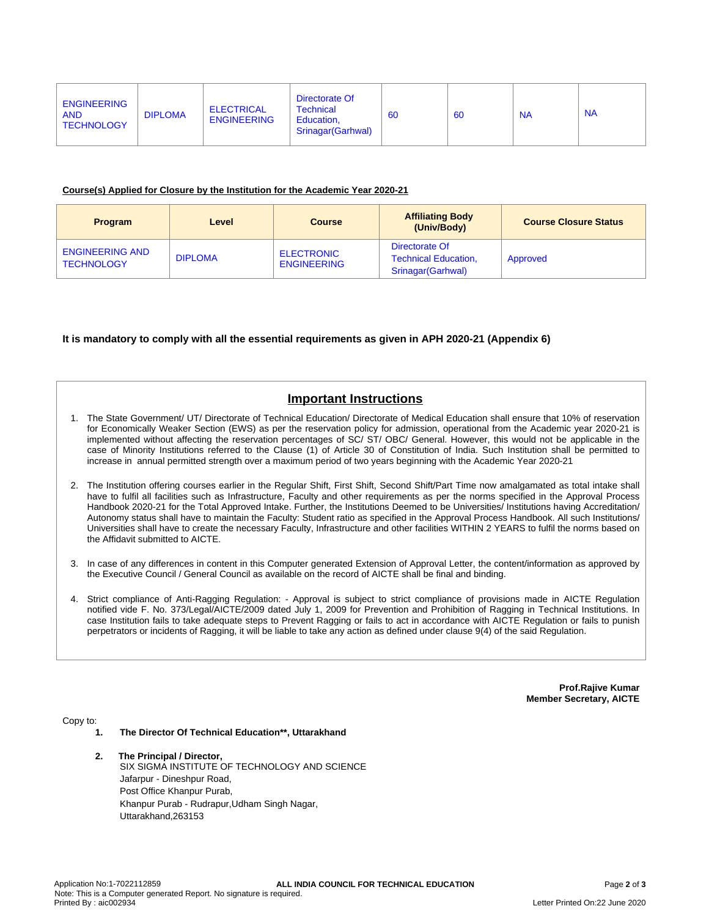| ENGINEERING AND TECHNOLOGY | DIPLOMA | ELECTRICAL ENGINEERING | Directorate Of Technical Education, Srinagar(Garhwal) | 60 | 60 | NA | NA |
|---|---|---|---|---|---|---|---|

**Course(s) Applied for Closure by the Institution for the Academic Year 2020-21**

| Program | Level | Course | Affiliating Body (Univ/Body) | Course Closure Status |
|---|---|---|---|---|
| ENGINEERING AND TECHNOLOGY | DIPLOMA | ELECTRONIC ENGINEERING | Directorate Of Technical Education, Srinagar(Garhwal) | Approved |

**It is mandatory to comply with all the essential requirements as given in APH 2020-21 (Appendix 6)**

## Important Instructions

1. The State Government/ UT/ Directorate of Technical Education/ Directorate of Medical Education shall ensure that 10% of reservation for Economically Weaker Section (EWS) as per the reservation policy for admission, operational from the Academic year 2020-21 is implemented without affecting the reservation percentages of SC/ ST/ OBC/ General. However, this would not be applicable in the case of Minority Institutions referred to the Clause (1) of Article 30 of Constitution of India. Such Institution shall be permitted to increase in annual permitted strength over a maximum period of two years beginning with the Academic Year 2020-21

2. The Institution offering courses earlier in the Regular Shift, First Shift, Second Shift/Part Time now amalgamated as total intake shall have to fulfil all facilities such as Infrastructure, Faculty and other requirements as per the norms specified in the Approval Process Handbook 2020-21 for the Total Approved Intake. Further, the Institutions Deemed to be Universities/ Institutions having Accreditation/ Autonomy status shall have to maintain the Faculty: Student ratio as specified in the Approval Process Handbook. All such Institutions/ Universities shall have to create the necessary Faculty, Infrastructure and other facilities WITHIN 2 YEARS to fulfil the norms based on the Affidavit submitted to AICTE.

3. In case of any differences in content in this Computer generated Extension of Approval Letter, the content/information as approved by the Executive Council / General Council as available on the record of AICTE shall be final and binding.

4. Strict compliance of Anti-Ragging Regulation: - Approval is subject to strict compliance of provisions made in AICTE Regulation notified vide F. No. 373/Legal/AICTE/2009 dated July 1, 2009 for Prevention and Prohibition of Ragging in Technical Institutions. In case Institution fails to take adequate steps to Prevent Ragging or fails to act in accordance with AICTE Regulation or fails to punish perpetrators or incidents of Ragging, it will be liable to take any action as defined under clause 9(4) of the said Regulation.

**Prof.Rajive Kumar**
**Member Secretary, AICTE**

Copy to:

1. **The Director Of Technical Education\*\*, Uttarakhand**

2. **The Principal / Director,**
   SIX SIGMA INSTITUTE OF TECHNOLOGY AND SCIENCE
   Jafarpur - Dineshpur Road,
   Post Office Khanpur Purab,
   Khanpur Purab - Rudrapur,Udham Singh Nagar,
   Uttarakhand,263153

Application No:1-7022112859
Note: This is a Computer generated Report. No signature is required.
Printed By : aic002934
Letter Printed On:22 June 2020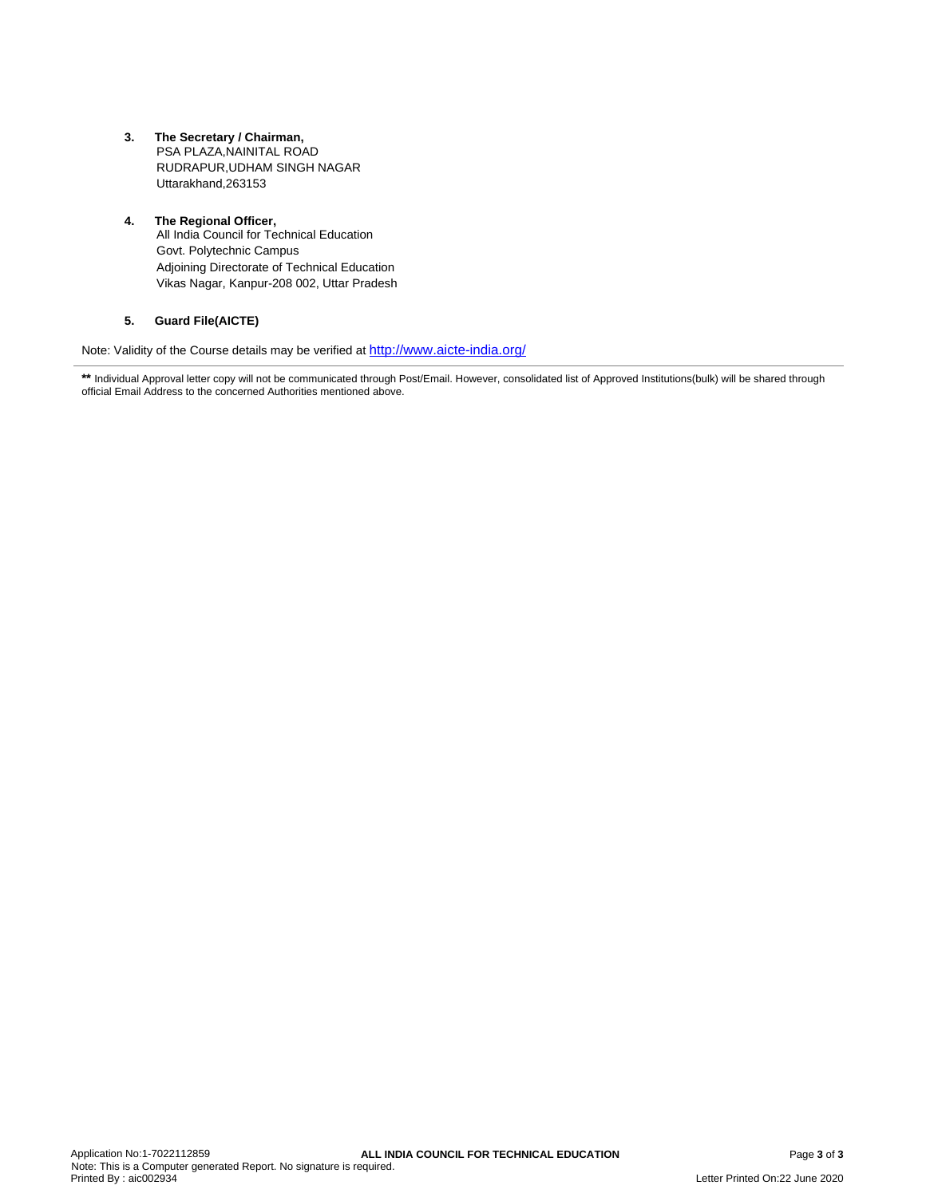3. **The Secretary / Chairman,**
   PSA PLAZA,NAINITAL ROAD
   RUDRAPUR,UDHAM SINGH NAGAR
   Uttarakhand,263153

4. **The Regional Officer,**
   All India Council for Technical Education
   Govt. Polytechnic Campus
   Adjoining Directorate of Technical Education
   Vikas Nagar, Kanpur-208 002, Uttar Pradesh

5. **Guard File(AICTE)**

Note: Validity of the Course details may be verified at http://www.aicte-india.org/

---

**\*\*** Individual Approval letter copy will not be communicated through Post/Email. However, consolidated list of Approved Institutions(bulk) will be shared through official Email Address to the concerned Authorities mentioned above.

Application No:1-7022112859
Note: This is a Computer generated Report. No signature is required.
Printed By : aic002934

Letter Printed On:22 June 2020